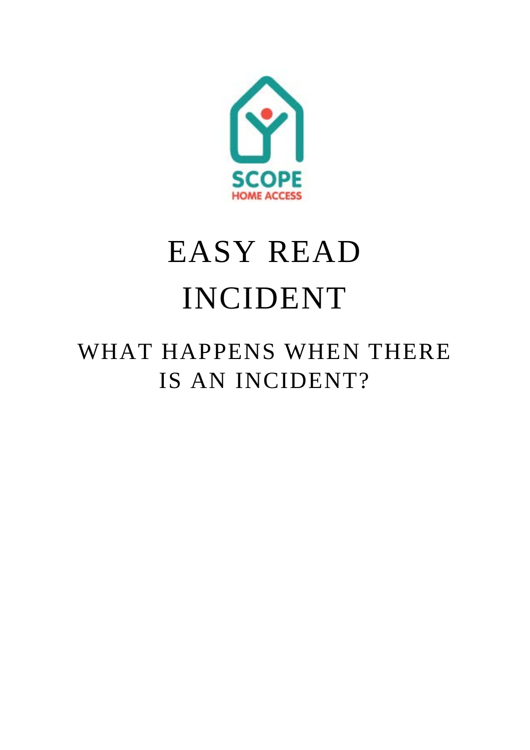SCOPE
HOME ACCESS

# EASY READ INCIDENT

## WHAT HAPPENS WHEN THERE IS AN INCIDENT?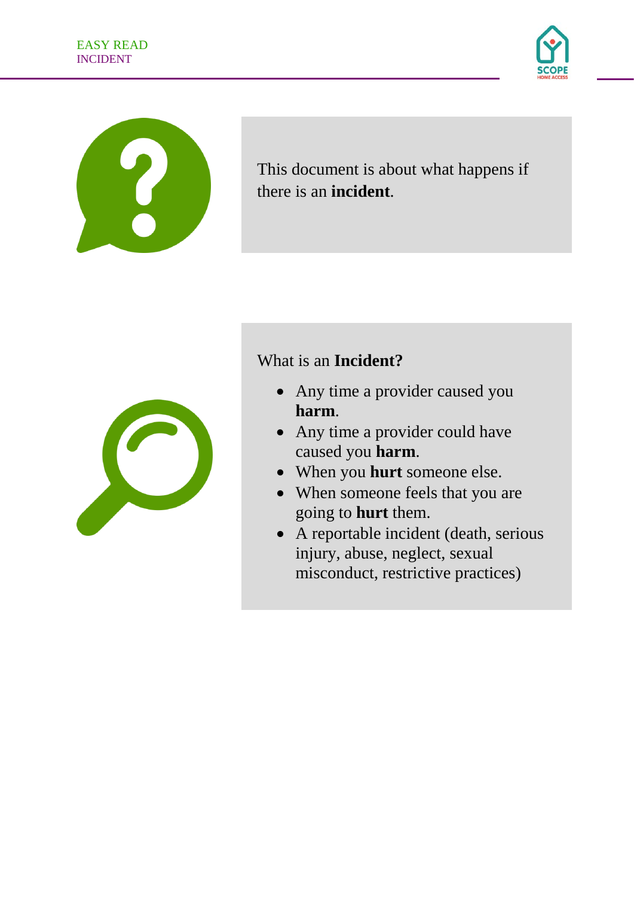This document is about what happens if there is an **incident**.

What is an **Incident?**

- Any time a provider caused you **harm**.
- Any time a provider could have caused you **harm**.
- When you **hurt** someone else.
- When someone feels that you are going to **hurt** them.
- A reportable incident (death, serious injury, abuse, neglect, sexual misconduct, restrictive practices)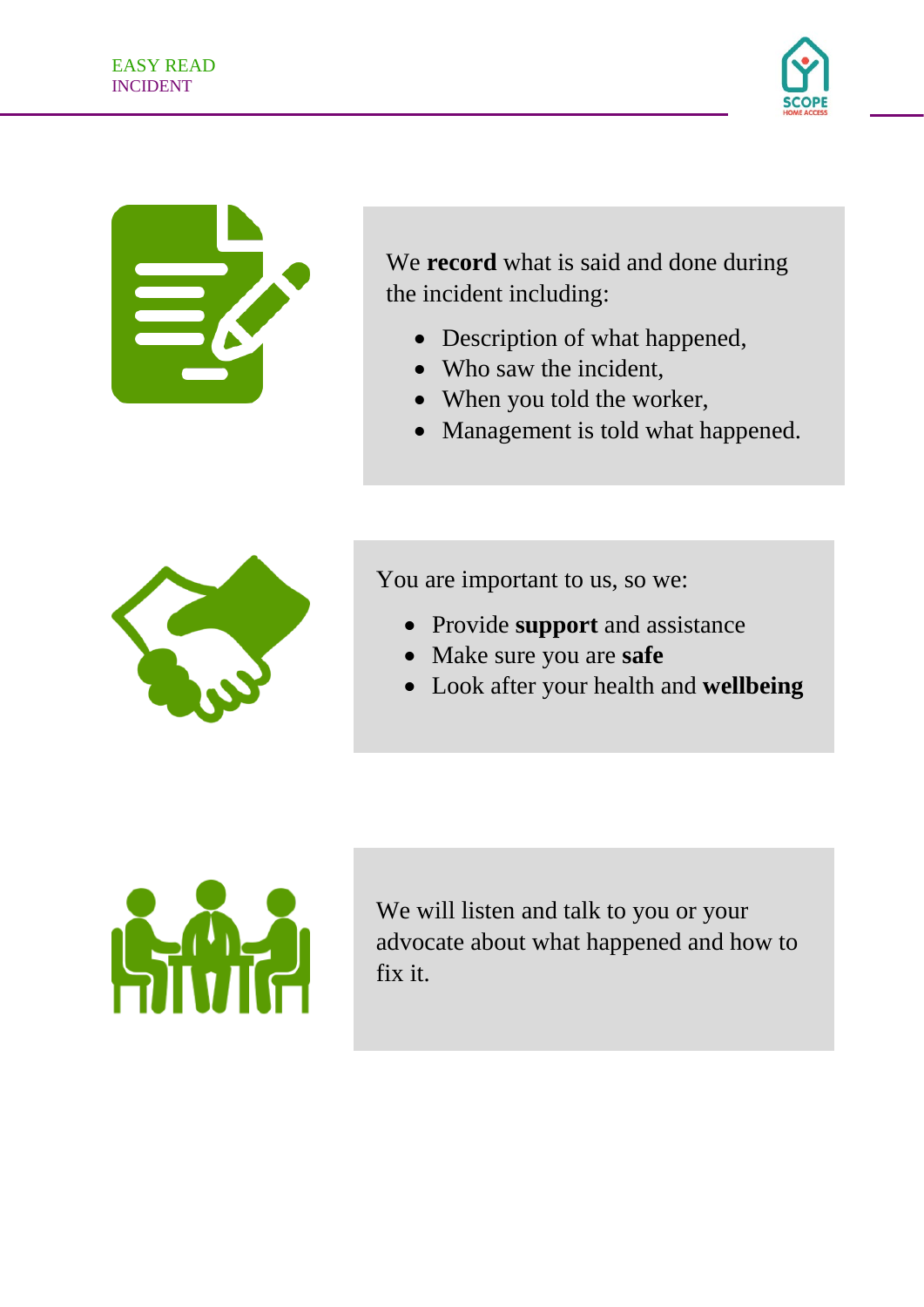We **record** what is said and done during the incident including:

- Description of what happened,
- Who saw the incident,
- When you told the worker,
- Management is told what happened.

You are important to us, so we:

- Provide **support** and assistance
- Make sure you are **safe**
- Look after your health and **wellbeing**

We will listen and talk to you or your advocate about what happened and how to fix it.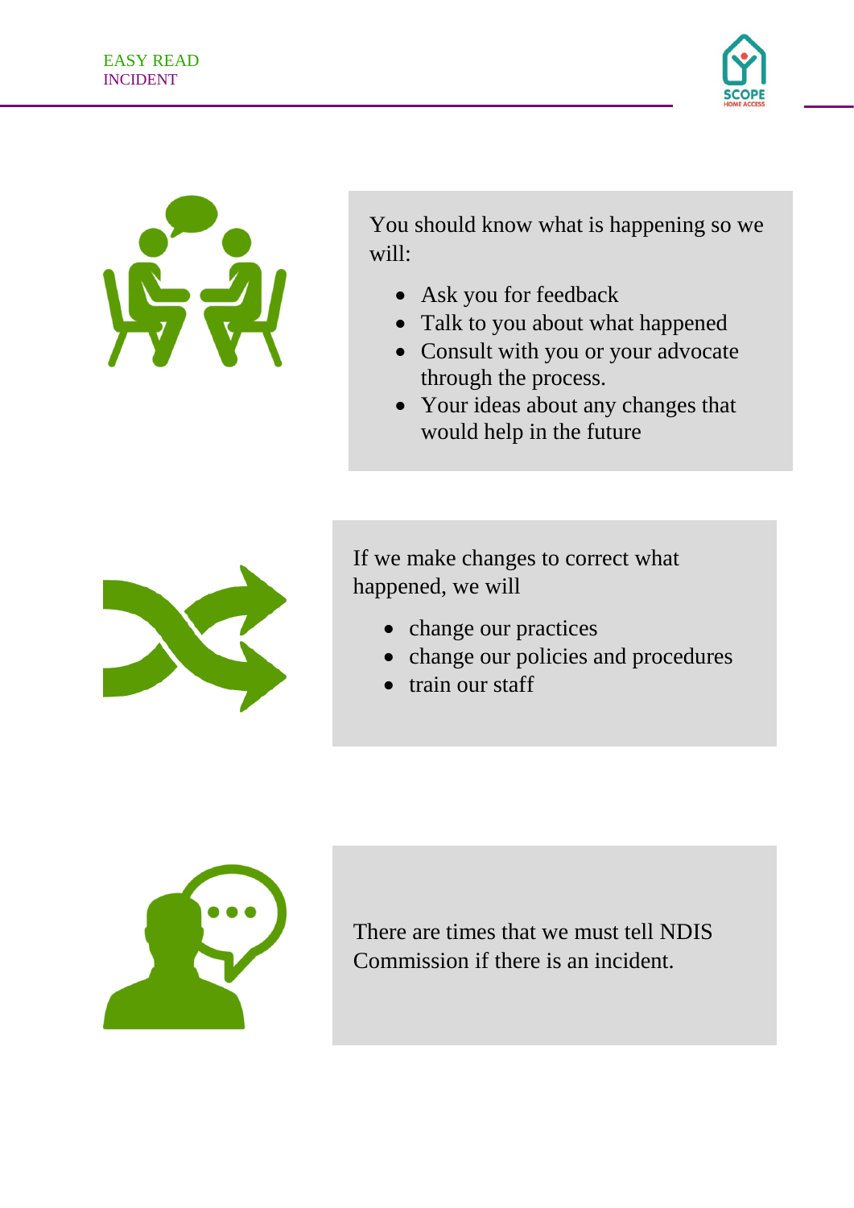You should know what is happening so we will:

- Ask you for feedback
- Talk to you about what happened
- Consult with you or your advocate through the process.
- Your ideas about any changes that would help in the future

If we make changes to correct what happened, we will

- change our practices
- change our policies and procedures
- train our staff

There are times that we must tell NDIS Commission if there is an incident.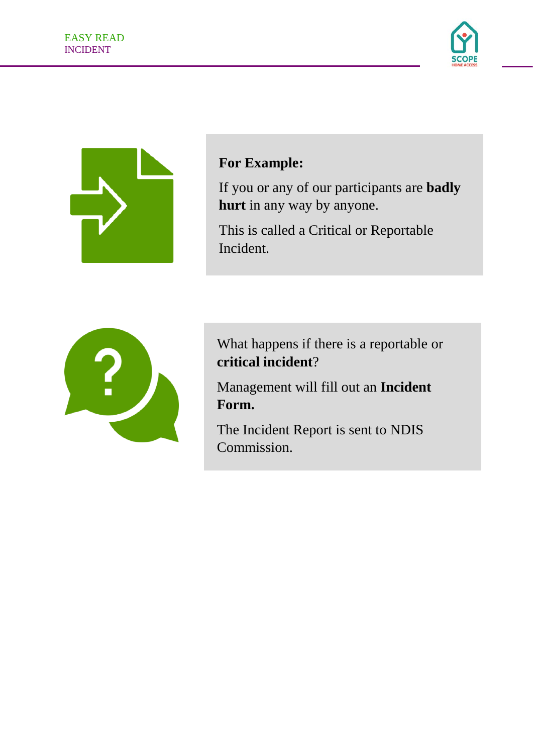**For Example:**

If you or any of our participants are **badly hurt** in any way by anyone.

This is called a Critical or Reportable Incident.

What happens if there is a reportable or **critical incident**?

Management will fill out an **Incident Form.**

The Incident Report is sent to NDIS Commission.